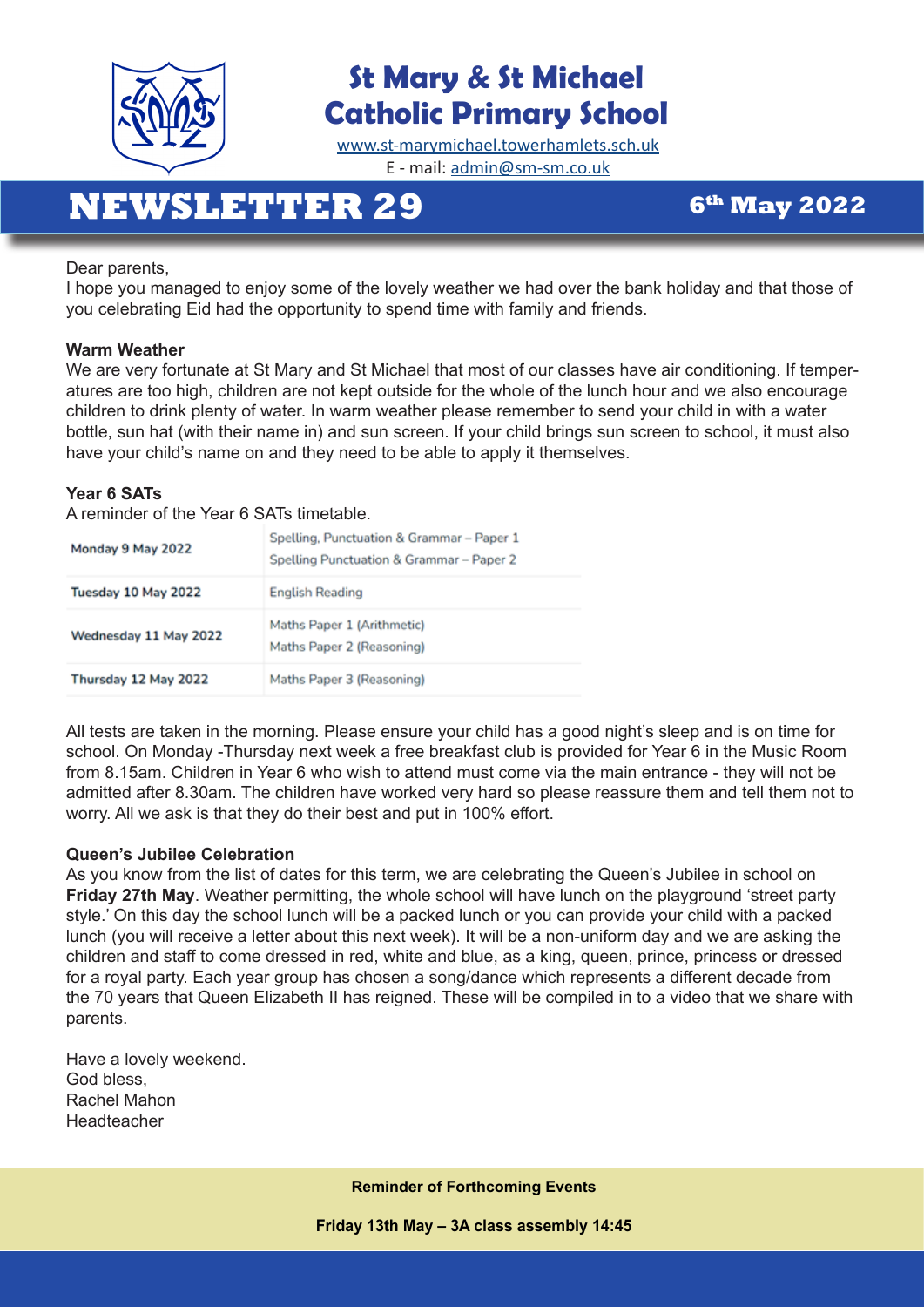# St Mary & St Michael Catholic Primary School

www.st-marymichael.towerhamlets.sch.uk
E - mail: admin@sm-sm.co.uk

## NEWSLETTER 29

**6th May 2022**

Dear parents,
I hope you managed to enjoy some of the lovely weather we had over the bank holiday and that those of you celebrating Eid had the opportunity to spend time with family and friends.

**Warm Weather**
We are very fortunate at St Mary and St Michael that most of our classes have air conditioning. If temperatures are too high, children are not kept outside for the whole of the lunch hour and we also encourage children to drink plenty of water. In warm weather please remember to send your child in with a water bottle, sun hat (with their name in) and sun screen. If your child brings sun screen to school, it must also have your child's name on and they need to be able to apply it themselves.

**Year 6 SATs**
A reminder of the Year 6 SATs timetable.

| Date | Test |
|---|---|
| Monday 9 May 2022 | Spelling, Punctuation & Grammar – Paper 1<br>Spelling Punctuation & Grammar – Paper 2 |
| Tuesday 10 May 2022 | English Reading |
| Wednesday 11 May 2022 | Maths Paper 1 (Arithmetic)<br>Maths Paper 2 (Reasoning) |
| Thursday 12 May 2022 | Maths Paper 3 (Reasoning) |

All tests are taken in the morning. Please ensure your child has a good night's sleep and is on time for school. On Monday -Thursday next week a free breakfast club is provided for Year 6 in the Music Room from 8.15am. Children in Year 6 who wish to attend must come via the main entrance - they will not be admitted after 8.30am. The children have worked very hard so please reassure them and tell them not to worry. All we ask is that they do their best and put in 100% effort.

**Queen's Jubilee Celebration**
As you know from the list of dates for this term, we are celebrating the Queen's Jubilee in school on **Friday 27th May**. Weather permitting, the whole school will have lunch on the playground 'street party style.' On this day the school lunch will be a packed lunch or you can provide your child with a packed lunch (you will receive a letter about this next week). It will be a non-uniform day and we are asking the children and staff to come dressed in red, white and blue, as a king, queen, prince, princess or dressed for a royal party. Each year group has chosen a song/dance which represents a different decade from the 70 years that Queen Elizabeth II has reigned. These will be compiled in to a video that we share with parents.

Have a lovely weekend.
God bless,
Rachel Mahon
Headteacher

**Reminder of Forthcoming Events**

**Friday 13th May – 3A class assembly 14:45**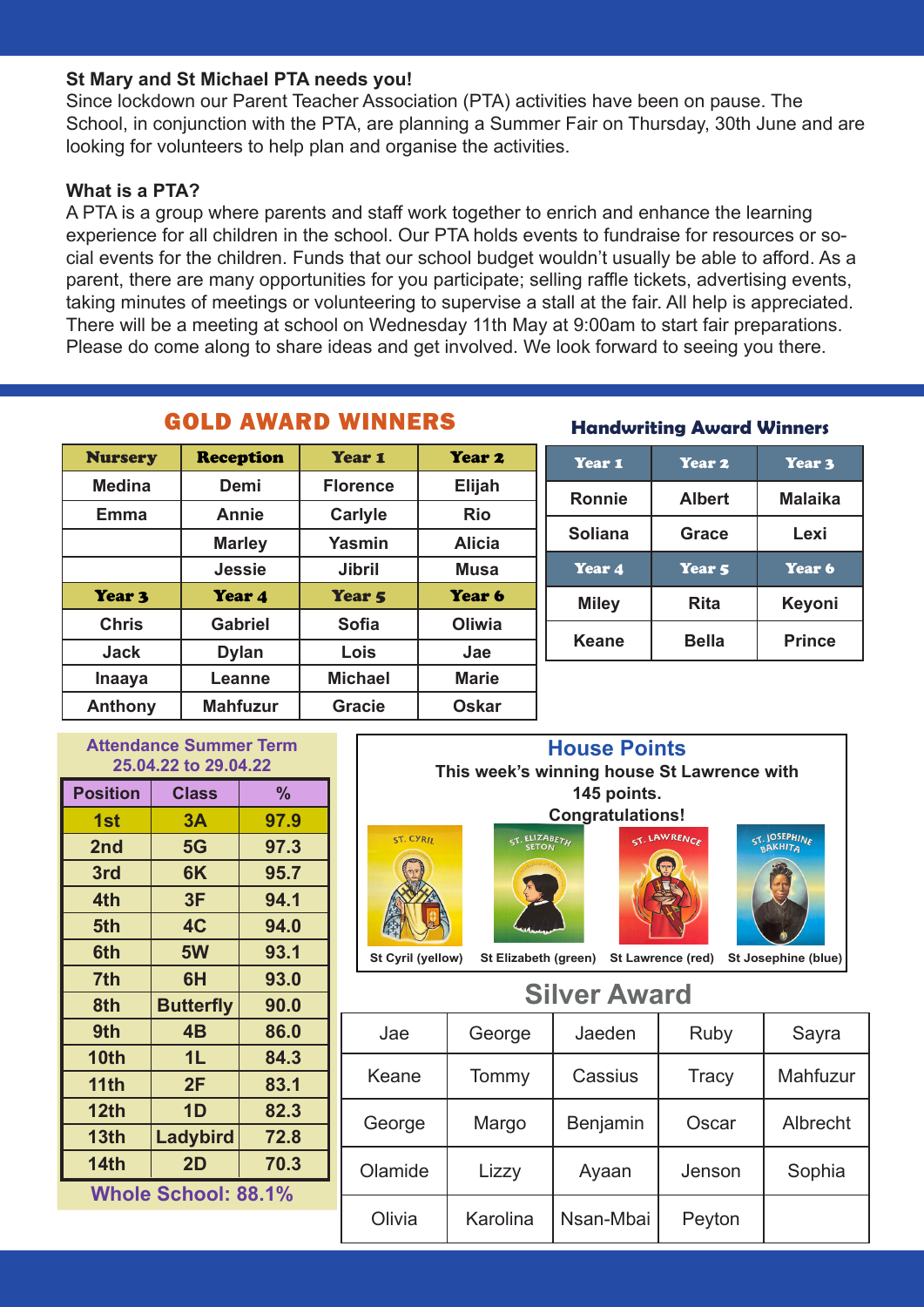**St Mary and St Michael PTA needs you!**

Since lockdown our Parent Teacher Association (PTA) activities have been on pause. The School, in conjunction with the PTA, are planning a Summer Fair on Thursday, 30th June and are looking for volunteers to help plan and organise the activities.

**What is a PTA?**

A PTA is a group where parents and staff work together to enrich and enhance the learning experience for all children in the school. Our PTA holds events to fundraise for resources or social events for the children. Funds that our school budget wouldn't usually be able to afford. As a parent, there are many opportunities for you participate; selling raffle tickets, advertising events, taking minutes of meetings or volunteering to supervise a stall at the fair. All help is appreciated. There will be a meeting at school on Wednesday 11th May at 9:00am to start fair preparations. Please do come along to share ideas and get involved. We look forward to seeing you there.

## GOLD AWARD WINNERS

| Nursery | Reception | Year 1 | Year 2 |
|---|---|---|---|
| Medina | Demi | Florence | Elijah |
| Emma | Annie | Carlyle | Rio |
| | Marley | Yasmin | Alicia |
| | Jessie | Jibril | Musa |
| **Year 3** | **Year 4** | **Year 5** | **Year 6** |
| Chris | Gabriel | Sofia | Oliwia |
| Jack | Dylan | Lois | Jae |
| Inaaya | Leanne | Michael | Marie |
| Anthony | Mahfuzur | Gracie | Oskar |

## Handwriting Award Winners

| Year 1 | Year 2 | Year 3 |
|---|---|---|
| Ronnie | Albert | Malaika |
| Soliana | Grace | Lexi |
| **Year 4** | **Year 5** | **Year 6** |
| Miley | Rita | Keyoni |
| Keane | Bella | Prince |

## Attendance Summer Term 25.04.22 to 29.04.22

| Position | Class | % |
|---|---|---|
| 1st | 3A | 97.9 |
| 2nd | 5G | 97.3 |
| 3rd | 6K | 95.7 |
| 4th | 3F | 94.1 |
| 5th | 4C | 94.0 |
| 6th | 5W | 93.1 |
| 7th | 6H | 93.0 |
| 8th | Butterfly | 90.0 |
| 9th | 4B | 86.0 |
| 10th | 1L | 84.3 |
| 11th | 2F | 83.1 |
| 12th | 1D | 82.3 |
| 13th | Ladybird | 72.8 |
| 14th | 2D | 70.3 |

**Whole School: 88.1%**

## House Points

This week's winning house St Lawrence with 145 points. Congratulations!

St Cyril (yellow) St Elizabeth (green) St Lawrence (red) St Josephine (blue)

## Silver Award

| | | | | |
|---|---|---|---|---|
| Jae | George | Jaeden | Ruby | Sayra |
| Keane | Tommy | Cassius | Tracy | Mahfuzur |
| George | Margo | Benjamin | Oscar | Albrecht |
| Olamide | Lizzy | Ayaan | Jenson | Sophia |
| Olivia | Karolina | Nsan-Mbai | Peyton | |